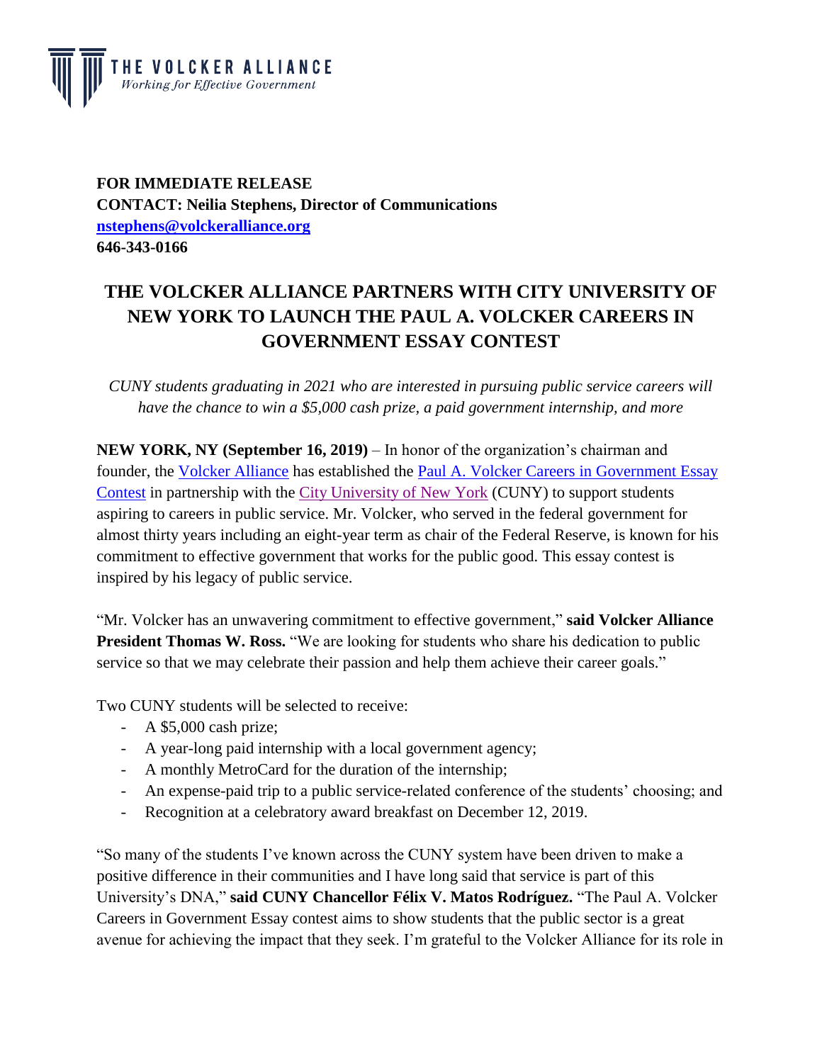THE VOLCKER ALLIANCE
*Working for Effective Government*

**FOR IMMEDIATE RELEASE**
**CONTACT: Neilia Stephens, Director of Communications**
**nstephens@volckeralliance.org**
**646-343-0166**

# THE VOLCKER ALLIANCE PARTNERS WITH CITY UNIVERSITY OF NEW YORK TO LAUNCH THE PAUL A. VOLCKER CAREERS IN GOVERNMENT ESSAY CONTEST

*CUNY students graduating in 2021 who are interested in pursuing public service careers will have the chance to win a $5,000 cash prize, a paid government internship, and more*

**NEW YORK, NY (September 16, 2019)** – In honor of the organization's chairman and founder, the Volcker Alliance has established the Paul A. Volcker Careers in Government Essay Contest in partnership with the City University of New York (CUNY) to support students aspiring to careers in public service. Mr. Volcker, who served in the federal government for almost thirty years including an eight-year term as chair of the Federal Reserve, is known for his commitment to effective government that works for the public good. This essay contest is inspired by his legacy of public service.

"Mr. Volcker has an unwavering commitment to effective government," **said Volcker Alliance President Thomas W. Ross.** "We are looking for students who share his dedication to public service so that we may celebrate their passion and help them achieve their career goals."

Two CUNY students will be selected to receive:

- A $5,000 cash prize;
- A year-long paid internship with a local government agency;
- A monthly MetroCard for the duration of the internship;
- An expense-paid trip to a public service-related conference of the students' choosing; and
- Recognition at a celebratory award breakfast on December 12, 2019.

"So many of the students I've known across the CUNY system have been driven to make a positive difference in their communities and I have long said that service is part of this University's DNA," **said CUNY Chancellor Félix V. Matos Rodríguez.** "The Paul A. Volcker Careers in Government Essay contest aims to show students that the public sector is a great avenue for achieving the impact that they seek. I'm grateful to the Volcker Alliance for its role in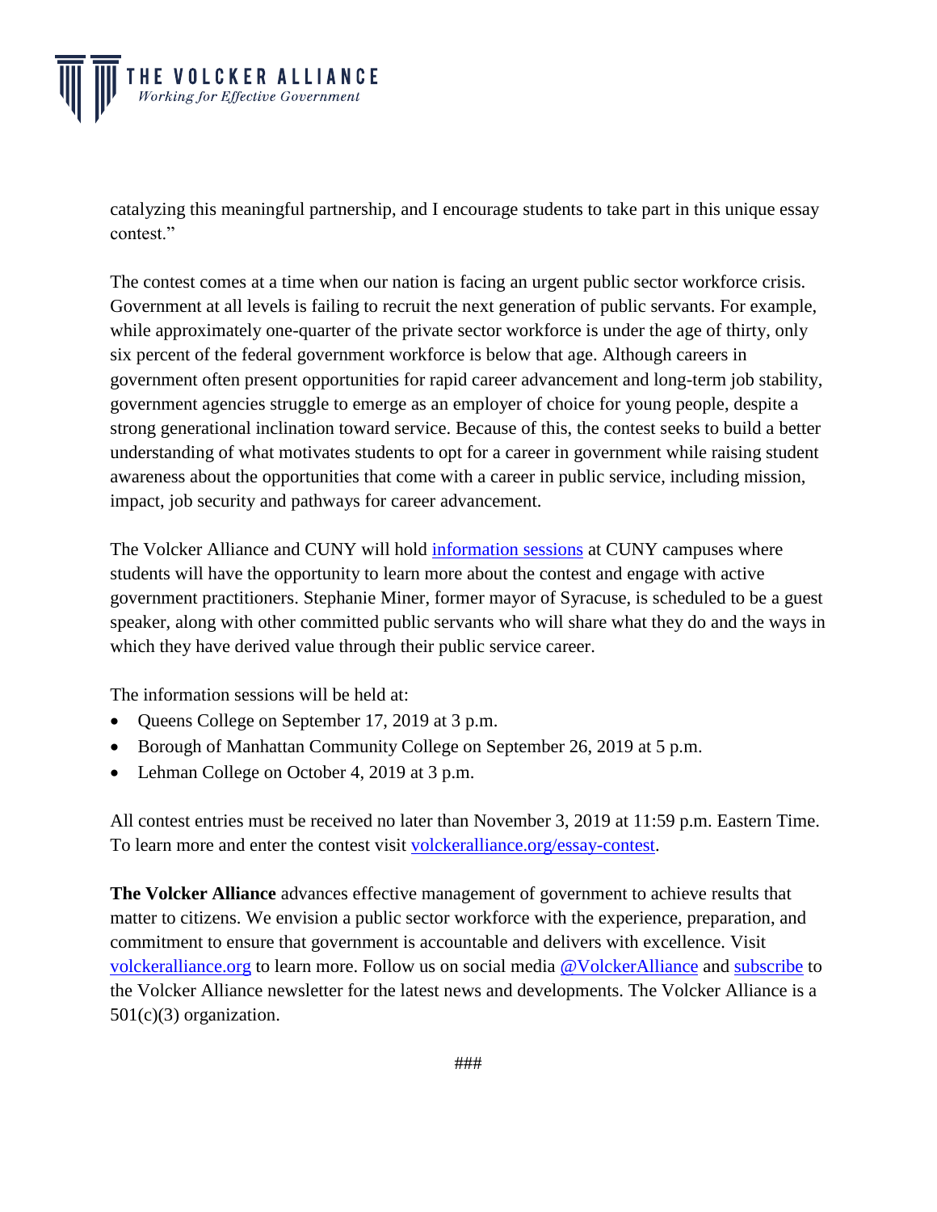catalyzing this meaningful partnership, and I encourage students to take part in this unique essay contest."

The contest comes at a time when our nation is facing an urgent public sector workforce crisis. Government at all levels is failing to recruit the next generation of public servants. For example, while approximately one-quarter of the private sector workforce is under the age of thirty, only six percent of the federal government workforce is below that age. Although careers in government often present opportunities for rapid career advancement and long-term job stability, government agencies struggle to emerge as an employer of choice for young people, despite a strong generational inclination toward service. Because of this, the contest seeks to build a better understanding of what motivates students to opt for a career in government while raising student awareness about the opportunities that come with a career in public service, including mission, impact, job security and pathways for career advancement.

The Volcker Alliance and CUNY will hold information sessions at CUNY campuses where students will have the opportunity to learn more about the contest and engage with active government practitioners. Stephanie Miner, former mayor of Syracuse, is scheduled to be a guest speaker, along with other committed public servants who will share what they do and the ways in which they have derived value through their public service career.

The information sessions will be held at:

- Queens College on September 17, 2019 at 3 p.m.
- Borough of Manhattan Community College on September 26, 2019 at 5 p.m.
- Lehman College on October 4, 2019 at 3 p.m.

All contest entries must be received no later than November 3, 2019 at 11:59 p.m. Eastern Time. To learn more and enter the contest visit volckeralliance.org/essay-contest.

**The Volcker Alliance** advances effective management of government to achieve results that matter to citizens. We envision a public sector workforce with the experience, preparation, and commitment to ensure that government is accountable and delivers with excellence. Visit volckeralliance.org to learn more. Follow us on social media @VolckerAlliance and subscribe to the Volcker Alliance newsletter for the latest news and developments. The Volcker Alliance is a 501(c)(3) organization.

###